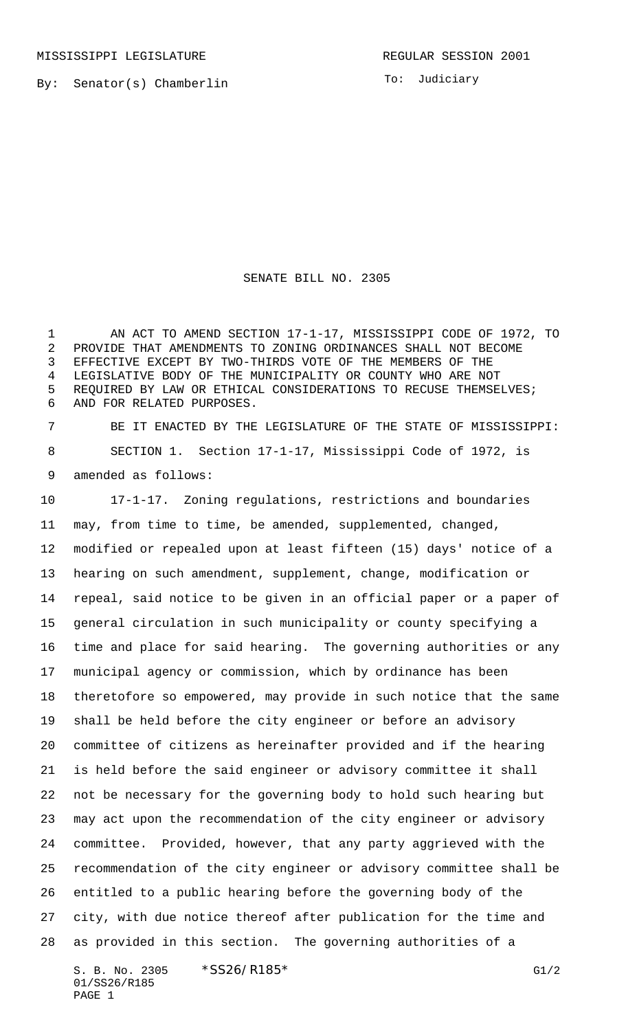MISSISSIPPI LEGISLATURE

REGULAR SESSION 2001

By: Senator(s) Chamberlin

To: Judiciary

# SENATE BILL NO. 2305

AN ACT TO AMEND SECTION 17-1-17, MISSISSIPPI CODE OF 1972, TO PROVIDE THAT AMENDMENTS TO ZONING ORDINANCES SHALL NOT BECOME EFFECTIVE EXCEPT BY TWO-THIRDS VOTE OF THE MEMBERS OF THE LEGISLATIVE BODY OF THE MUNICIPALITY OR COUNTY WHO ARE NOT REQUIRED BY LAW OR ETHICAL CONSIDERATIONS TO RECUSE THEMSELVES; AND FOR RELATED PURPOSES.

BE IT ENACTED BY THE LEGISLATURE OF THE STATE OF MISSISSIPPI:

SECTION 1. Section 17-1-17, Mississippi Code of 1972, is amended as follows:

17-1-17. Zoning regulations, restrictions and boundaries may, from time to time, be amended, supplemented, changed, modified or repealed upon at least fifteen (15) days' notice of a hearing on such amendment, supplement, change, modification or repeal, said notice to be given in an official paper or a paper of general circulation in such municipality or county specifying a time and place for said hearing. The governing authorities or any municipal agency or commission, which by ordinance has been theretofore so empowered, may provide in such notice that the same shall be held before the city engineer or before an advisory committee of citizens as hereinafter provided and if the hearing is held before the said engineer or advisory committee it shall not be necessary for the governing body to hold such hearing but may act upon the recommendation of the city engineer or advisory committee. Provided, however, that any party aggrieved with the recommendation of the city engineer or advisory committee shall be entitled to a public hearing before the governing body of the city, with due notice thereof after publication for the time and as provided in this section. The governing authorities of a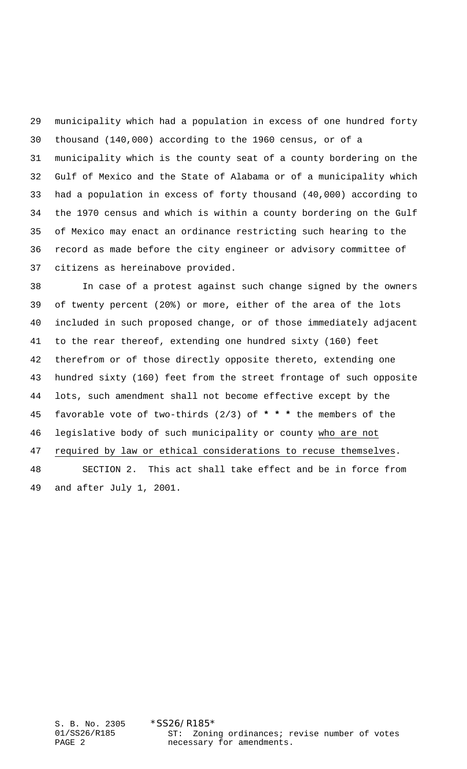municipality which had a population in excess of one hundred forty thousand (140,000) according to the 1960 census, or of a municipality which is the county seat of a county bordering on the Gulf of Mexico and the State of Alabama or of a municipality which had a population in excess of forty thousand (40,000) according to the 1970 census and which is within a county bordering on the Gulf of Mexico may enact an ordinance restricting such hearing to the record as made before the city engineer or advisory committee of citizens as hereinabove provided.

In case of a protest against such change signed by the owners of twenty percent (20%) or more, either of the area of the lots included in such proposed change, or of those immediately adjacent to the rear thereof, extending one hundred sixty (160) feet therefrom or of those directly opposite thereto, extending one hundred sixty (160) feet from the street frontage of such opposite lots, such amendment shall not become effective except by the favorable vote of two-thirds (2/3) of **\* \* \*** the members of the legislative body of such municipality or county <u>who are not required by law or ethical considerations to recuse themselves</u>.

SECTION 2. This act shall take effect and be in force from and after July 1, 2001.